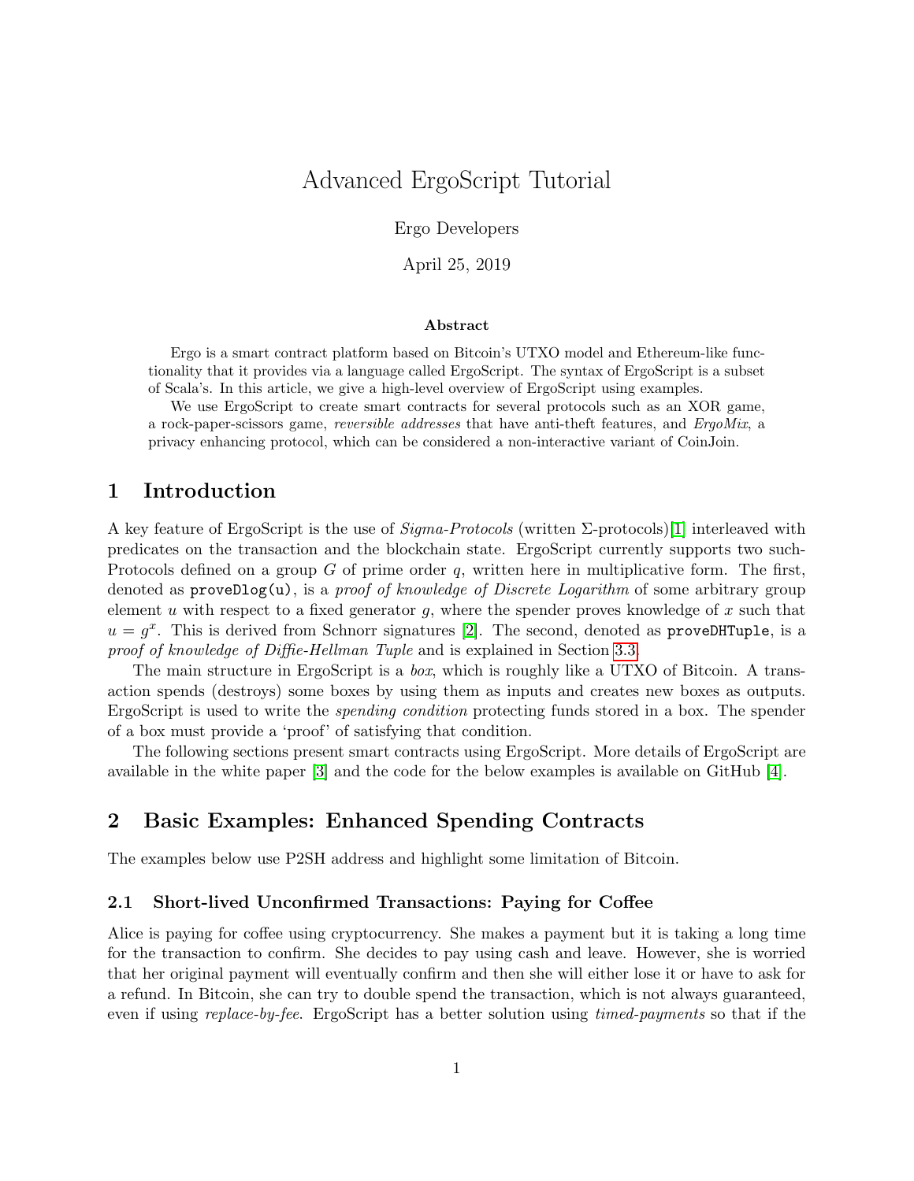# Advanced ErgoScript Tutorial

Ergo Developers

April 25, 2019

**Abstract**

Ergo is a smart contract platform based on Bitcoin's UTXO model and Ethereum-like functionality that it provides via a language called ErgoScript. The syntax of ErgoScript is a subset of Scala's. In this article, we give a high-level overview of ErgoScript using examples.

We use ErgoScript to create smart contracts for several protocols such as an XOR game, a rock-paper-scissors game, *reversible addresses* that have anti-theft features, and *ErgoMix*, a privacy enhancing protocol, which can be considered a non-interactive variant of CoinJoin.

## 1 Introduction

A key feature of ErgoScript is the use of *Sigma-Protocols* (written $\Sigma$-protocols)[1] interleaved with predicates on the transaction and the blockchain state. ErgoScript currently supports two such-Protocols defined on a group $G$ of prime order $q$, written here in multiplicative form. The first, denoted as `proveDlog(u)`, is a *proof of knowledge of Discrete Logarithm* of some arbitrary group element $u$ with respect to a fixed generator $g$, where the spender proves knowledge of $x$ such that $u = g^x$. This is derived from Schnorr signatures [2]. The second, denoted as `proveDHTuple`, is a *proof of knowledge of Diffie-Hellman Tuple* and is explained in Section 3.3.

The main structure in ErgoScript is a *box*, which is roughly like a UTXO of Bitcoin. A transaction spends (destroys) some boxes by using them as inputs and creates new boxes as outputs. ErgoScript is used to write the *spending condition* protecting funds stored in a box. The spender of a box must provide a 'proof' of satisfying that condition.

The following sections present smart contracts using ErgoScript. More details of ErgoScript are available in the white paper [3] and the code for the below examples is available on GitHub [4].

## 2 Basic Examples: Enhanced Spending Contracts

The examples below use P2SH address and highlight some limitation of Bitcoin.

### 2.1 Short-lived Unconfirmed Transactions: Paying for Coffee

Alice is paying for coffee using cryptocurrency. She makes a payment but it is taking a long time for the transaction to confirm. She decides to pay using cash and leave. However, she is worried that her original payment will eventually confirm and then she will either lose it or have to ask for a refund. In Bitcoin, she can try to double spend the transaction, which is not always guaranteed, even if using *replace-by-fee*. ErgoScript has a better solution using *timed-payments* so that if the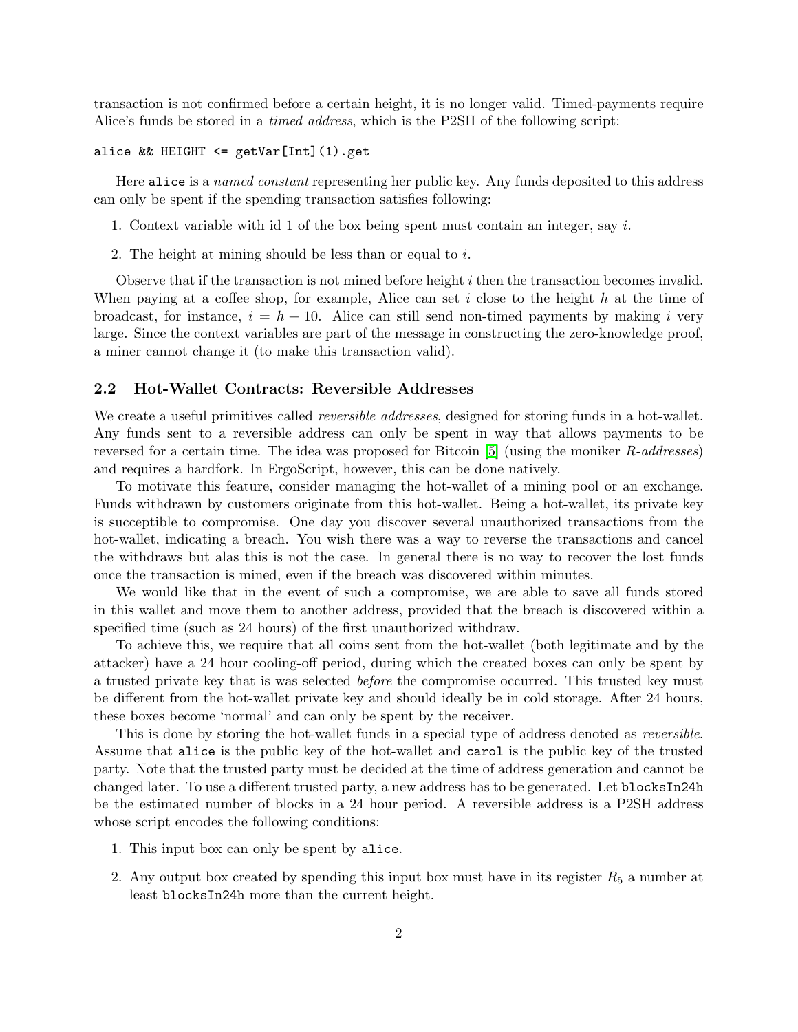transaction is not confirmed before a certain height, it is no longer valid. Timed-payments require Alice's funds be stored in a *timed address*, which is the P2SH of the following script:

```
alice && HEIGHT <= getVar[Int](1).get
```

Here `alice` is a *named constant* representing her public key. Any funds deposited to this address can only be spent if the spending transaction satisfies following:

1. Context variable with id 1 of the box being spent must contain an integer, say $i$.
2. The height at mining should be less than or equal to $i$.

Observe that if the transaction is not mined before height $i$ then the transaction becomes invalid. When paying at a coffee shop, for example, Alice can set $i$ close to the height $h$ at the time of broadcast, for instance, $i = h + 10$. Alice can still send non-timed payments by making $i$ very large. Since the context variables are part of the message in constructing the zero-knowledge proof, a miner cannot change it (to make this transaction valid).

### 2.2 Hot-Wallet Contracts: Reversible Addresses

We create a useful primitives called *reversible addresses*, designed for storing funds in a hot-wallet. Any funds sent to a reversible address can only be spent in way that allows payments to be reversed for a certain time. The idea was proposed for Bitcoin [5] (using the moniker *R-addresses*) and requires a hardfork. In ErgoScript, however, this can be done natively.

To motivate this feature, consider managing the hot-wallet of a mining pool or an exchange. Funds withdrawn by customers originate from this hot-wallet. Being a hot-wallet, its private key is succeptible to compromise. One day you discover several unauthorized transactions from the hot-wallet, indicating a breach. You wish there was a way to reverse the transactions and cancel the withdraws but alas this is not the case. In general there is no way to recover the lost funds once the transaction is mined, even if the breach was discovered within minutes.

We would like that in the event of such a compromise, we are able to save all funds stored in this wallet and move them to another address, provided that the breach is discovered within a specified time (such as 24 hours) of the first unauthorized withdraw.

To achieve this, we require that all coins sent from the hot-wallet (both legitimate and by the attacker) have a 24 hour cooling-off period, during which the created boxes can only be spent by a trusted private key that is was selected *before* the compromise occurred. This trusted key must be different from the hot-wallet private key and should ideally be in cold storage. After 24 hours, these boxes become 'normal' and can only be spent by the receiver.

This is done by storing the hot-wallet funds in a special type of address denoted as *reversible*. Assume that `alice` is the public key of the hot-wallet and `carol` is the public key of the trusted party. Note that the trusted party must be decided at the time of address generation and cannot be changed later. To use a different trusted party, a new address has to be generated. Let `blocksIn24h` be the estimated number of blocks in a 24 hour period. A reversible address is a P2SH address whose script encodes the following conditions:

1. This input box can only be spent by `alice`.
2. Any output box created by spending this input box must have in its register $R_5$ a number at least `blocksIn24h` more than the current height.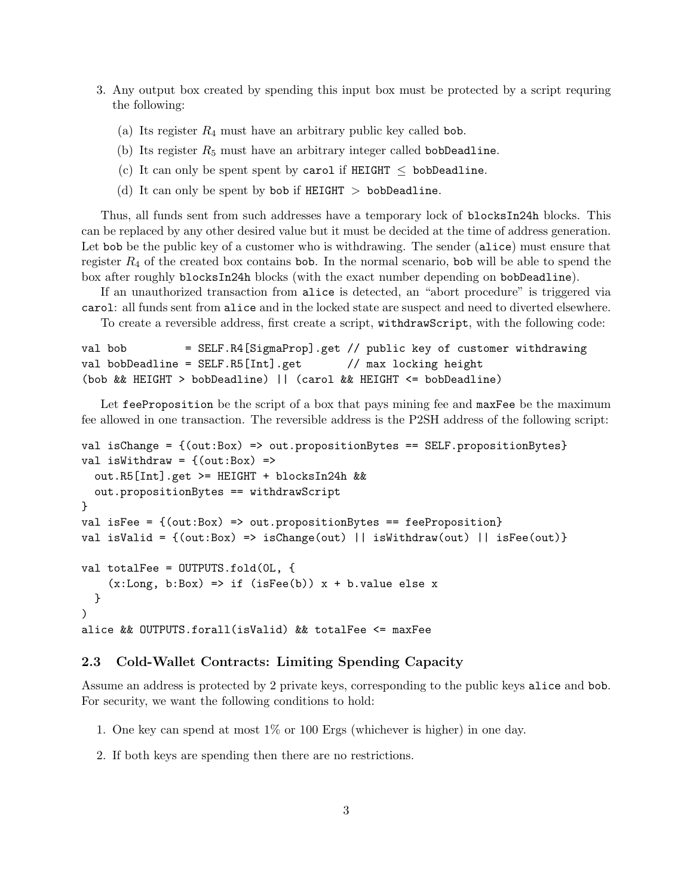3. Any output box created by spending this input box must be protected by a script requring the following:

    (a) Its register $R_4$ must have an arbitrary public key called `bob`.

    (b) Its register $R_5$ must have an arbitrary integer called `bobDeadline`.

    (c) It can only be spent spent by `carol` if `HEIGHT` $\leq$ `bobDeadline`.

    (d) It can only be spent by `bob` if `HEIGHT` $>$ `bobDeadline`.

Thus, all funds sent from such addresses have a temporary lock of `blocksIn24h` blocks. This can be replaced by any other desired value but it must be decided at the time of address generation. Let `bob` be the public key of a customer who is withdrawing. The sender (`alice`) must ensure that register $R_4$ of the created box contains `bob`. In the normal scenario, `bob` will be able to spend the box after roughly `blocksIn24h` blocks (with the exact number depending on `bobDeadline`).

If an unauthorized transaction from `alice` is detected, an "abort procedure" is triggered via `carol`: all funds sent from `alice` and in the locked state are suspect and need to diverted elsewhere.

To create a reversible address, first create a script, `withdrawScript`, with the following code:

```
val bob         = SELF.R4[SigmaProp].get // public key of customer withdrawing
val bobDeadline = SELF.R5[Int].get       // max locking height
(bob && HEIGHT > bobDeadline) || (carol && HEIGHT <= bobDeadline)
```

Let `feeProposition` be the script of a box that pays mining fee and `maxFee` be the maximum fee allowed in one transaction. The reversible address is the P2SH address of the following script:

```
val isChange = {(out:Box) => out.propositionBytes == SELF.propositionBytes}
val isWithdraw = {(out:Box) =>
  out.R5[Int].get >= HEIGHT + blocksIn24h &&
  out.propositionBytes == withdrawScript
}
val isFee = {(out:Box) => out.propositionBytes == feeProposition}
val isValid = {(out:Box) => isChange(out) || isWithdraw(out) || isFee(out)}

val totalFee = OUTPUTS.fold(0L, {
    (x:Long, b:Box) => if (isFee(b)) x + b.value else x
  }
)
alice && OUTPUTS.forall(isValid) && totalFee <= maxFee
```

### 2.3 Cold-Wallet Contracts: Limiting Spending Capacity

Assume an address is protected by 2 private keys, corresponding to the public keys `alice` and `bob`. For security, we want the following conditions to hold:

1. One key can spend at most 1% or 100 Ergs (whichever is higher) in one day.

2. If both keys are spending then there are no restrictions.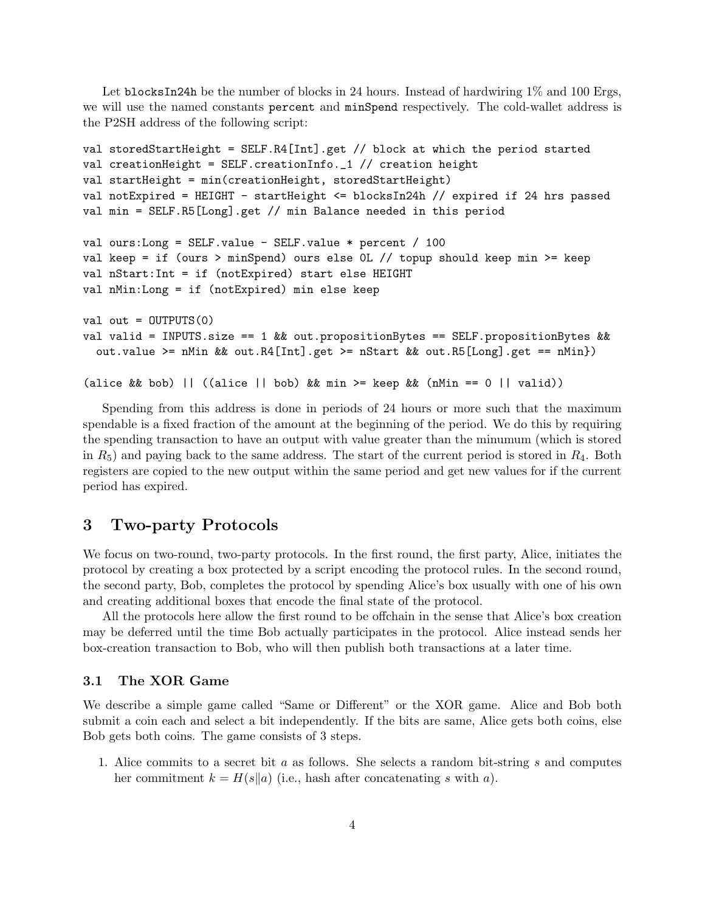Let `blocksIn24h` be the number of blocks in 24 hours. Instead of hardwiring 1% and 100 Ergs, we will use the named constants `percent` and `minSpend` respectively. The cold-wallet address is the P2SH address of the following script:

```
val storedStartHeight = SELF.R4[Int].get // block at which the period started
val creationHeight = SELF.creationInfo._1 // creation height
val startHeight = min(creationHeight, storedStartHeight)
val notExpired = HEIGHT - startHeight <= blocksIn24h // expired if 24 hrs passed
val min = SELF.R5[Long].get // min Balance needed in this period

val ours:Long = SELF.value - SELF.value * percent / 100
val keep = if (ours > minSpend) ours else 0L // topup should keep min >= keep
val nStart:Int = if (notExpired) start else HEIGHT
val nMin:Long = if (notExpired) min else keep

val out = OUTPUTS(0)
val valid = INPUTS.size == 1 && out.propositionBytes == SELF.propositionBytes &&
  out.value >= nMin && out.R4[Int].get >= nStart && out.R5[Long].get == nMin})

(alice && bob) || ((alice || bob) && min >= keep && (nMin == 0 || valid))
```

Spending from this address is done in periods of 24 hours or more such that the maximum spendable is a fixed fraction of the amount at the beginning of the period. We do this by requiring the spending transaction to have an output with value greater than the minumum (which is stored in $R_5$) and paying back to the same address. The start of the current period is stored in $R_4$. Both registers are copied to the new output within the same period and get new values for if the current period has expired.

## 3 Two-party Protocols

We focus on two-round, two-party protocols. In the first round, the first party, Alice, initiates the protocol by creating a box protected by a script encoding the protocol rules. In the second round, the second party, Bob, completes the protocol by spending Alice's box usually with one of his own and creating additional boxes that encode the final state of the protocol.

All the protocols here allow the first round to be offchain in the sense that Alice's box creation may be deferred until the time Bob actually participates in the protocol. Alice instead sends her box-creation transaction to Bob, who will then publish both transactions at a later time.

### 3.1 The XOR Game

We describe a simple game called "Same or Different" or the XOR game. Alice and Bob both submit a coin each and select a bit independently. If the bits are same, Alice gets both coins, else Bob gets both coins. The game consists of 3 steps.

1. Alice commits to a secret bit $a$ as follows. She selects a random bit-string $s$ and computes her commitment $k = H(s\|a)$ (i.e., hash after concatenating $s$ with $a$).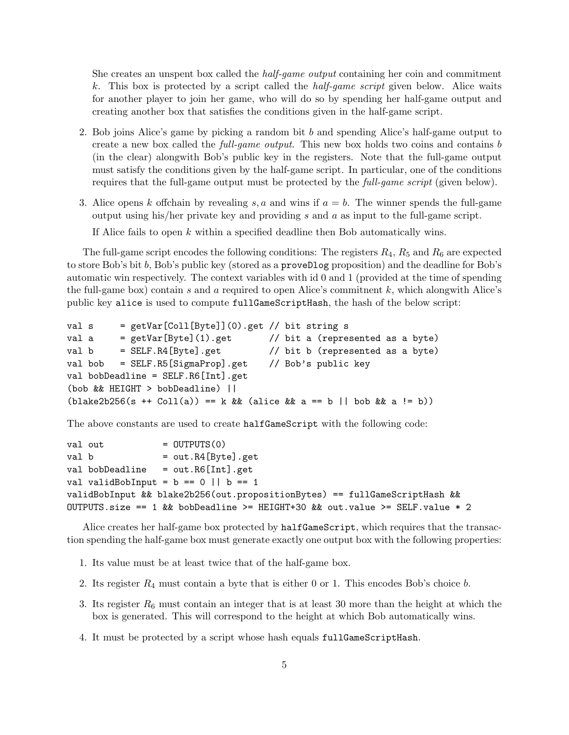She creates an unspent box called the *half-game output* containing her coin and commitment $k$. This box is protected by a script called the *half-game script* given below. Alice waits for another player to join her game, who will do so by spending her half-game output and creating another box that satisfies the conditions given in the half-game script.

2. Bob joins Alice's game by picking a random bit $b$ and spending Alice's half-game output to create a new box called the *full-game output*. This new box holds two coins and contains $b$ (in the clear) alongwith Bob's public key in the registers. Note that the full-game output must satisfy the conditions given by the half-game script. In particular, one of the conditions requires that the full-game output must be protected by the *full-game script* (given below).

3. Alice opens $k$ offchain by revealing $s, a$ and wins if $a = b$. The winner spends the full-game output using his/her private key and providing $s$ and $a$ as input to the full-game script.

   If Alice fails to open $k$ within a specified deadline then Bob automatically wins.

The full-game script encodes the following conditions: The registers $R_4$, $R_5$ and $R_6$ are expected to store Bob's bit $b$, Bob's public key (stored as a `proveDlog` proposition) and the deadline for Bob's automatic win respectively. The context variables with id 0 and 1 (provided at the time of spending the full-game box) contain $s$ and $a$ required to open Alice's commitnent $k$, which alongwith Alice's public key `alice` is used to compute `fullGameScriptHash`, the hash of the below script:

```
val s      = getVar[Coll[Byte]](0).get // bit string s
val a      = getVar[Byte](1).get       // bit a (represented as a byte)
val b      = SELF.R4[Byte].get         // bit b (represented as a byte)
val bob    = SELF.R5[SigmaProp].get    // Bob's public key
val bobDeadline = SELF.R6[Int].get
(bob && HEIGHT > bobDeadline) ||
(blake2b256(s ++ Coll(a)) == k && (alice && a == b || bob && a != b))
```

The above constants are used to create `halfGameScript` with the following code:

```
val out            = OUTPUTS(0)
val b              = out.R4[Byte].get
val bobDeadline    = out.R6[Int].get
val validBobInput = b == 0 || b == 1
validBobInput && blake2b256(out.propositionBytes) == fullGameScriptHash &&
OUTPUTS.size == 1 && bobDeadline >= HEIGHT+30 && out.value >= SELF.value * 2
```

Alice creates her half-game box protected by `halfGameScript`, which requires that the transaction spending the half-game box must generate exactly one output box with the following properties:

1. Its value must be at least twice that of the half-game box.
2. Its register $R_4$ must contain a byte that is either 0 or 1. This encodes Bob's choice $b$.
3. Its register $R_6$ must contain an integer that is at least 30 more than the height at which the box is generated. This will correspond to the height at which Bob automatically wins.
4. It must be protected by a script whose hash equals `fullGameScriptHash`.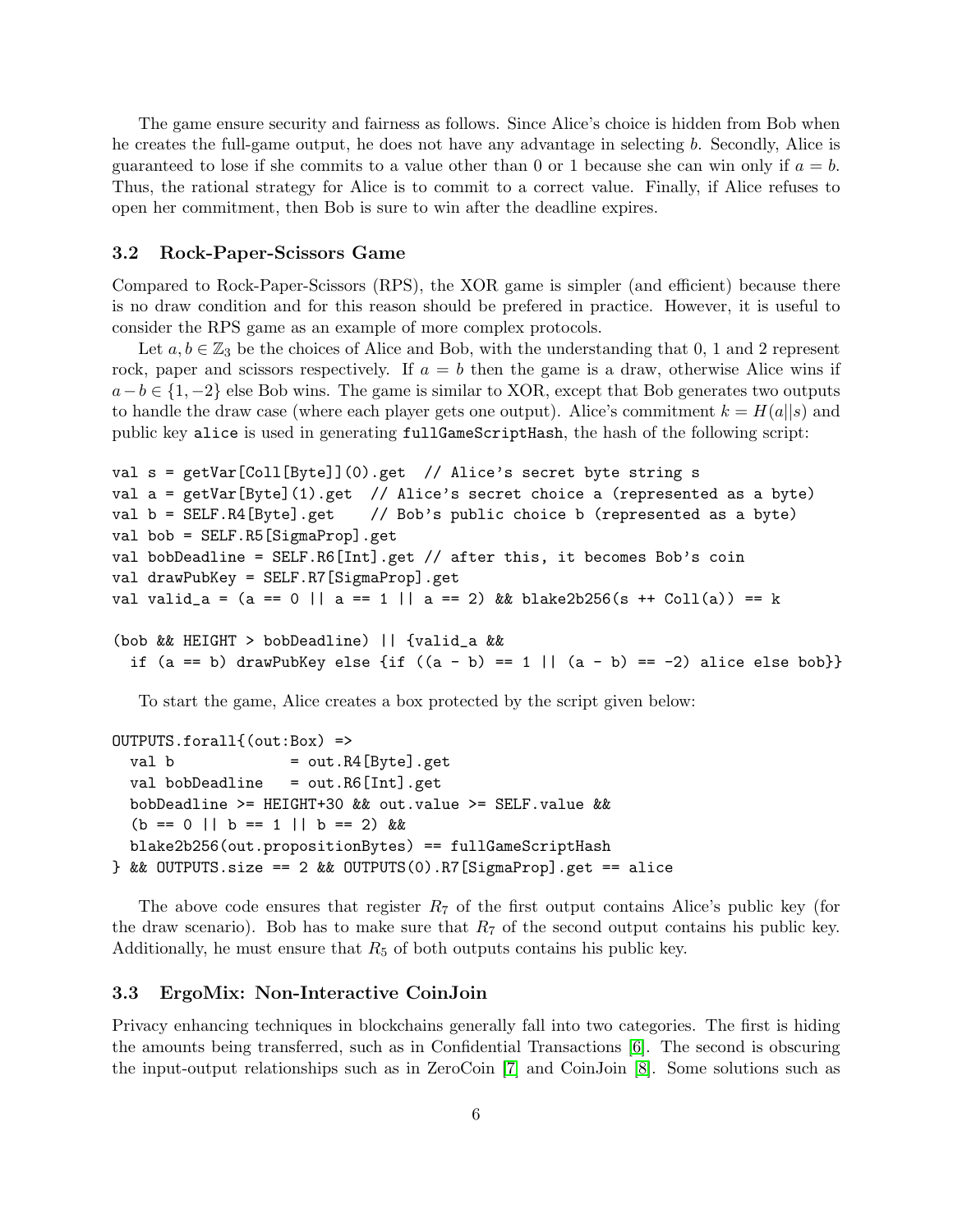The game ensure security and fairness as follows. Since Alice's choice is hidden from Bob when he creates the full-game output, he does not have any advantage in selecting $b$. Secondly, Alice is guaranteed to lose if she commits to a value other than 0 or 1 because she can win only if $a = b$. Thus, the rational strategy for Alice is to commit to a correct value. Finally, if Alice refuses to open her commitment, then Bob is sure to win after the deadline expires.

### 3.2 Rock-Paper-Scissors Game

Compared to Rock-Paper-Scissors (RPS), the XOR game is simpler (and efficient) because there is no draw condition and for this reason should be prefered in practice. However, it is useful to consider the RPS game as an example of more complex protocols.

Let $a, b \in \mathbb{Z}_3$ be the choices of Alice and Bob, with the understanding that 0, 1 and 2 represent rock, paper and scissors respectively. If $a = b$ then the game is a draw, otherwise Alice wins if $a - b \in \{1, -2\}$ else Bob wins. The game is similar to XOR, except that Bob generates two outputs to handle the draw case (where each player gets one output). Alice's commitment $k = H(a||s)$ and public key `alice` is used in generating `fullGameScriptHash`, the hash of the following script:

```
val s = getVar[Coll[Byte]](0).get  // Alice's secret byte string s
val a = getVar[Byte](1).get  // Alice's secret choice a (represented as a byte)
val b = SELF.R4[Byte].get    // Bob's public choice b (represented as a byte)
val bob = SELF.R5[SigmaProp].get
val bobDeadline = SELF.R6[Int].get // after this, it becomes Bob's coin
val drawPubKey = SELF.R7[SigmaProp].get
val valid_a = (a == 0 || a == 1 || a == 2) && blake2b256(s ++ Coll(a)) == k

(bob && HEIGHT > bobDeadline) || {valid_a &&
  if (a == b) drawPubKey else {if ((a - b) == 1 || (a - b) == -2) alice else bob}}
```

To start the game, Alice creates a box protected by the script given below:

```
OUTPUTS.forall{(out:Box) =>
  val b             = out.R4[Byte].get
  val bobDeadline   = out.R6[Int].get
  bobDeadline >= HEIGHT+30 && out.value >= SELF.value &&
  (b == 0 || b == 1 || b == 2) &&
  blake2b256(out.propositionBytes) == fullGameScriptHash
} && OUTPUTS.size == 2 && OUTPUTS(0).R7[SigmaProp].get == alice
```

The above code ensures that register $R_7$ of the first output contains Alice's public key (for the draw scenario). Bob has to make sure that $R_7$ of the second output contains his public key. Additionally, he must ensure that $R_5$ of both outputs contains his public key.

### 3.3 ErgoMix: Non-Interactive CoinJoin

Privacy enhancing techniques in blockchains generally fall into two categories. The first is hiding the amounts being transferred, such as in Confidential Transactions [6]. The second is obscuring the input-output relationships such as in ZeroCoin [7] and CoinJoin [8]. Some solutions such as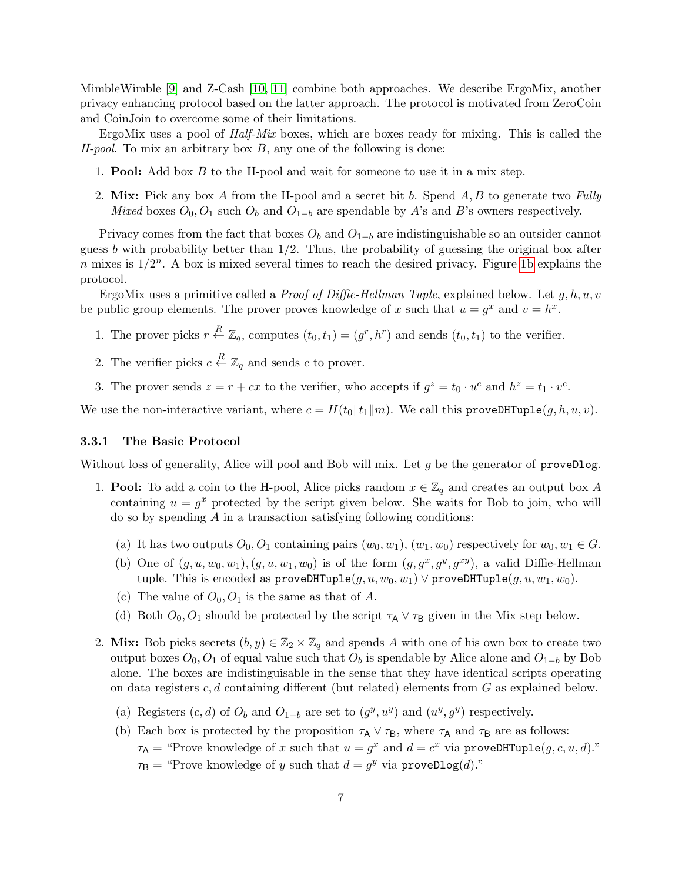MimbleWimble [9] and Z-Cash [10, 11] combine both approaches. We describe ErgoMix, another privacy enhancing protocol based on the latter approach. The protocol is motivated from ZeroCoin and CoinJoin to overcome some of their limitations.

ErgoMix uses a pool of *Half-Mix* boxes, which are boxes ready for mixing. This is called the *H-pool*. To mix an arbitrary box $B$, any one of the following is done:

1. **Pool:** Add box $B$ to the H-pool and wait for someone to use it in a mix step.
2. **Mix:** Pick any box $A$ from the H-pool and a secret bit $b$. Spend $A, B$ to generate two *Fully Mixed* boxes $O_0, O_1$ such $O_b$ and $O_{1-b}$ are spendable by $A$'s and $B$'s owners respectively.

Privacy comes from the fact that boxes $O_b$ and $O_{1-b}$ are indistinguishable so an outsider cannot guess $b$ with probability better than $1/2$. Thus, the probability of guessing the original box after $n$ mixes is $1/2^n$. A box is mixed several times to reach the desired privacy. Figure 1b explains the protocol.

ErgoMix uses a primitive called a *Proof of Diffie-Hellman Tuple*, explained below. Let $g, h, u, v$ be public group elements. The prover proves knowledge of $x$ such that $u = g^x$ and $v = h^x$.

1. The prover picks $r \xleftarrow{R} \mathbb{Z}_q$, computes $(t_0, t_1) = (g^r, h^r)$ and sends $(t_0, t_1)$ to the verifier.
2. The verifier picks $c \xleftarrow{R} \mathbb{Z}_q$ and sends $c$ to prover.
3. The prover sends $z = r + cx$ to the verifier, who accepts if $g^z = t_0 \cdot u^c$ and $h^z = t_1 \cdot v^c$.

We use the non-interactive variant, where $c = H(t_0 \| t_1 \| m)$. We call this `proveDHTuple`$(g, h, u, v)$.

### 3.3.1 The Basic Protocol

Without loss of generality, Alice will pool and Bob will mix. Let $g$ be the generator of `proveDlog`.

1. **Pool:** To add a coin to the H-pool, Alice picks random $x \in \mathbb{Z}_q$ and creates an output box $A$ containing $u = g^x$ protected by the script given below. She waits for Bob to join, who will do so by spending $A$ in a transaction satisfying following conditions:
   (a) It has two outputs $O_0, O_1$ containing pairs $(w_0, w_1), (w_1, w_0)$ respectively for $w_0, w_1 \in G$.
   (b) One of $(g, u, w_0, w_1), (g, u, w_1, w_0)$ is of the form $(g, g^x, g^y, g^{xy})$, a valid Diffie-Hellman tuple. This is encoded as `proveDHTuple`$(g, u, w_0, w_1) \vee$ `proveDHTuple`$(g, u, w_1, w_0)$.
   (c) The value of $O_0, O_1$ is the same as that of $A$.
   (d) Both $O_0, O_1$ should be protected by the script $\tau_{\mathsf{A}} \vee \tau_{\mathsf{B}}$ given in the Mix step below.
2. **Mix:** Bob picks secrets $(b, y) \in \mathbb{Z}_2 \times \mathbb{Z}_q$ and spends $A$ with one of his own box to create two output boxes $O_0, O_1$ of equal value such that $O_b$ is spendable by Alice alone and $O_{1-b}$ by Bob alone. The boxes are indistinguishable in the sense that they have identical scripts operating on data registers $c, d$ containing different (but related) elements from $G$ as explained below.
   (a) Registers $(c, d)$ of $O_b$ and $O_{1-b}$ are set to $(g^y, u^y)$ and $(u^y, g^y)$ respectively.
   (b) Each box is protected by the proposition $\tau_{\mathsf{A}} \vee \tau_{\mathsf{B}}$, where $\tau_{\mathsf{A}}$ and $\tau_{\mathsf{B}}$ are as follows:
   $\tau_{\mathsf{A}} =$ "Prove knowledge of $x$ such that $u = g^x$ and $d = c^x$ via `proveDHTuple`$(g, c, u, d)$."
   $\tau_{\mathsf{B}} =$ "Prove knowledge of $y$ such that $d = g^y$ via `proveDlog`$(d)$."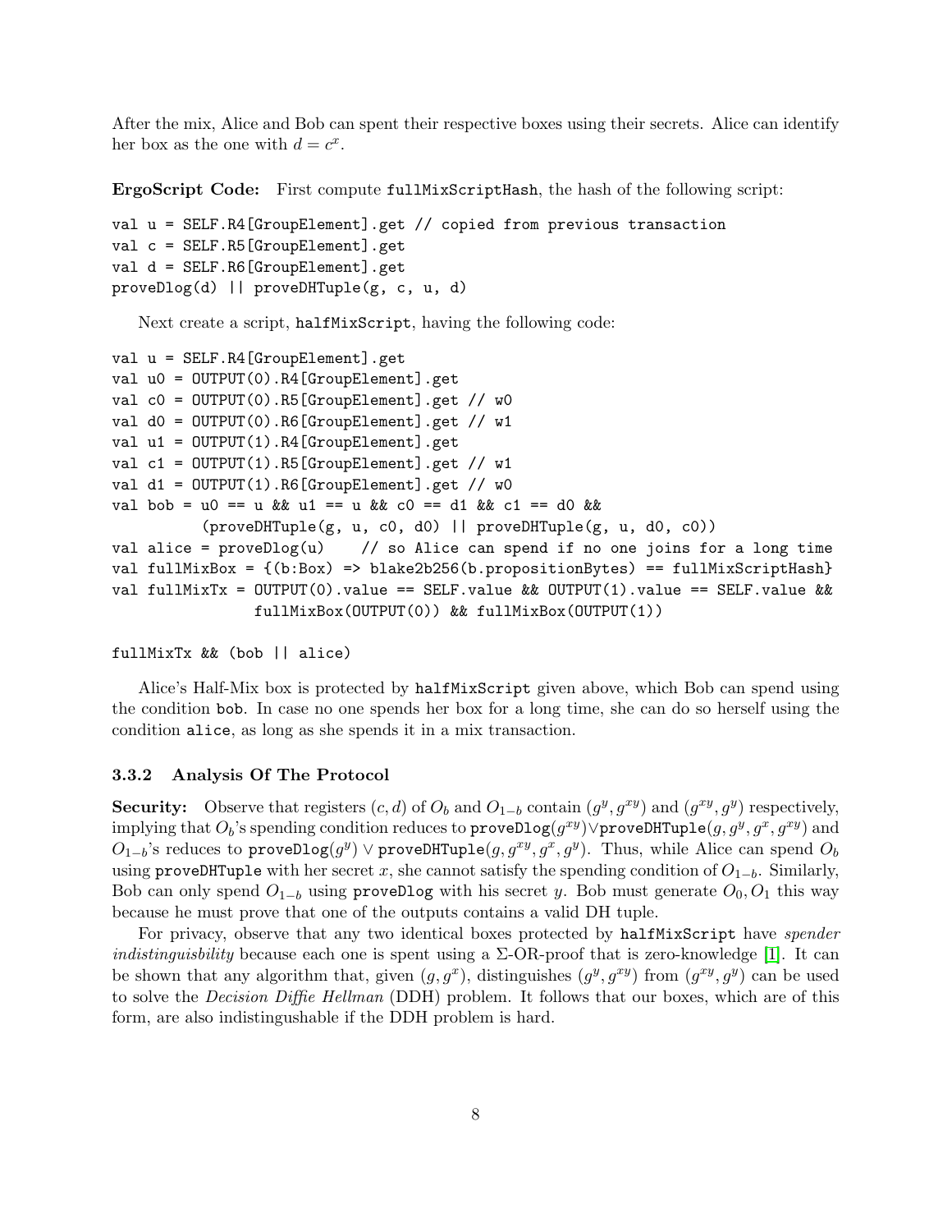After the mix, Alice and Bob can spent their respective boxes using their secrets. Alice can identify her box as the one with $d = c^x$.

**ErgoScript Code:** First compute `fullMixScriptHash`, the hash of the following script:

```
val u = SELF.R4[GroupElement].get // copied from previous transaction
val c = SELF.R5[GroupElement].get
val d = SELF.R6[GroupElement].get
proveDlog(d) || proveDHTuple(g, c, u, d)
```

Next create a script, `halfMixScript`, having the following code:

```
val u = SELF.R4[GroupElement].get
val u0 = OUTPUT(0).R4[GroupElement].get
val c0 = OUTPUT(0).R5[GroupElement].get // w0
val d0 = OUTPUT(0).R6[GroupElement].get // w1
val u1 = OUTPUT(1).R4[GroupElement].get
val c1 = OUTPUT(1).R5[GroupElement].get // w1
val d1 = OUTPUT(1).R6[GroupElement].get // w0
val bob = u0 == u && u1 == u && c0 == d1 && c1 == d0 &&
          (proveDHTuple(g, u, c0, d0) || proveDHTuple(g, u, d0, c0))
val alice = proveDlog(u)    // so Alice can spend if no one joins for a long time
val fullMixBox = {(b:Box) => blake2b256(b.propositionBytes) == fullMixScriptHash}
val fullMixTx = OUTPUT(0).value == SELF.value && OUTPUT(1).value == SELF.value &&
                fullMixBox(OUTPUT(0)) && fullMixBox(OUTPUT(1))

fullMixTx && (bob || alice)
```

Alice's Half-Mix box is protected by `halfMixScript` given above, which Bob can spend using the condition `bob`. In case no one spends her box for a long time, she can do so herself using the condition `alice`, as long as she spends it in a mix transaction.

### 3.3.2 Analysis Of The Protocol

**Security:** Observe that registers $(c, d)$ of $O_b$ and $O_{1-b}$ contain $(g^y, g^{xy})$ and $(g^{xy}, g^y)$ respectively, implying that $O_b$'s spending condition reduces to $\texttt{proveDlog}(g^{xy}) \vee \texttt{proveDHTuple}(g, g^y, g^x, g^{xy})$ and $O_{1-b}$'s reduces to $\texttt{proveDlog}(g^y) \vee \texttt{proveDHTuple}(g, g^{xy}, g^x, g^y)$. Thus, while Alice can spend $O_b$ using `proveDHTuple` with her secret $x$, she cannot satisfy the spending condition of $O_{1-b}$. Similarly, Bob can only spend $O_{1-b}$ using `proveDlog` with his secret $y$. Bob must generate $O_0, O_1$ this way because he must prove that one of the outputs contains a valid DH tuple.

For privacy, observe that any two identical boxes protected by `halfMixScript` have *spender indistinguisbility* because each one is spent using a $\Sigma$-OR-proof that is zero-knowledge [1]. It can be shown that any algorithm that, given $(g, g^x)$, distinguishes $(g^y, g^{xy})$ from $(g^{xy}, g^y)$ can be used to solve the *Decision Diffie Hellman* (DDH) problem. It follows that our boxes, which are of this form, are also indistingushable if the DDH problem is hard.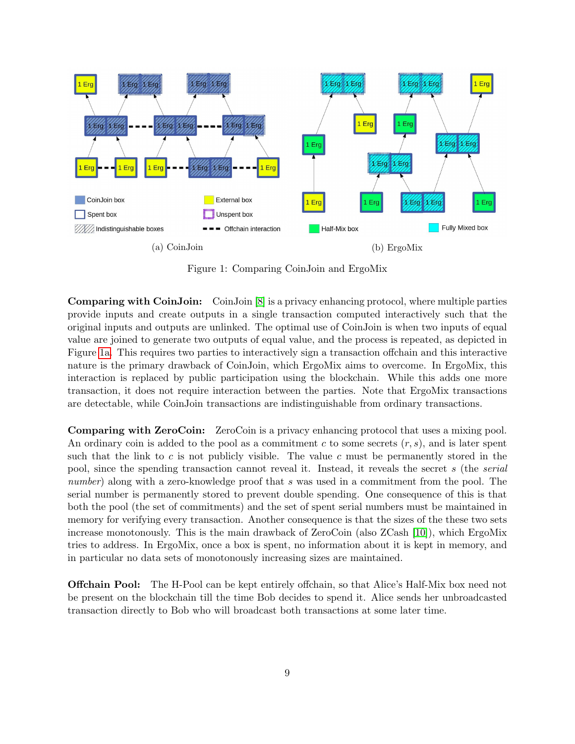(a) CoinJoin

(b) ErgoMix

Figure 1: Comparing CoinJoin and ErgoMix

**Comparing with CoinJoin:** CoinJoin [8] is a privacy enhancing protocol, where multiple parties provide inputs and create outputs in a single transaction computed interactively such that the original inputs and outputs are unlinked. The optimal use of CoinJoin is when two inputs of equal value are joined to generate two outputs of equal value, and the process is repeated, as depicted in Figure 1a. This requires two parties to interactively sign a transaction offchain and this interactive nature is the primary drawback of CoinJoin, which ErgoMix aims to overcome. In ErgoMix, this interaction is replaced by public participation using the blockchain. While this adds one more transaction, it does not require interaction between the parties. Note that ErgoMix transactions are detectable, while CoinJoin transactions are indistinguishable from ordinary transactions.

**Comparing with ZeroCoin:** ZeroCoin is a privacy enhancing protocol that uses a mixing pool. An ordinary coin is added to the pool as a commitment $c$ to some secrets $(r, s)$, and is later spent such that the link to $c$ is not publicly visible. The value $c$ must be permanently stored in the pool, since the spending transaction cannot reveal it. Instead, it reveals the secret $s$ (the *serial number*) along with a zero-knowledge proof that $s$ was used in a commitment from the pool. The serial number is permanently stored to prevent double spending. One consequence of this is that both the pool (the set of commitments) and the set of spent serial numbers must be maintained in memory for verifying every transaction. Another consequence is that the sizes of the these two sets increase monotonously. This is the main drawback of ZeroCoin (also ZCash [10]), which ErgoMix tries to address. In ErgoMix, once a box is spent, no information about it is kept in memory, and in particular no data sets of monotonously increasing sizes are maintained.

**Offchain Pool:** The H-Pool can be kept entirely offchain, so that Alice's Half-Mix box need not be present on the blockchain till the time Bob decides to spend it. Alice sends her unbroadcasted transaction directly to Bob who will broadcast both transactions at some later time.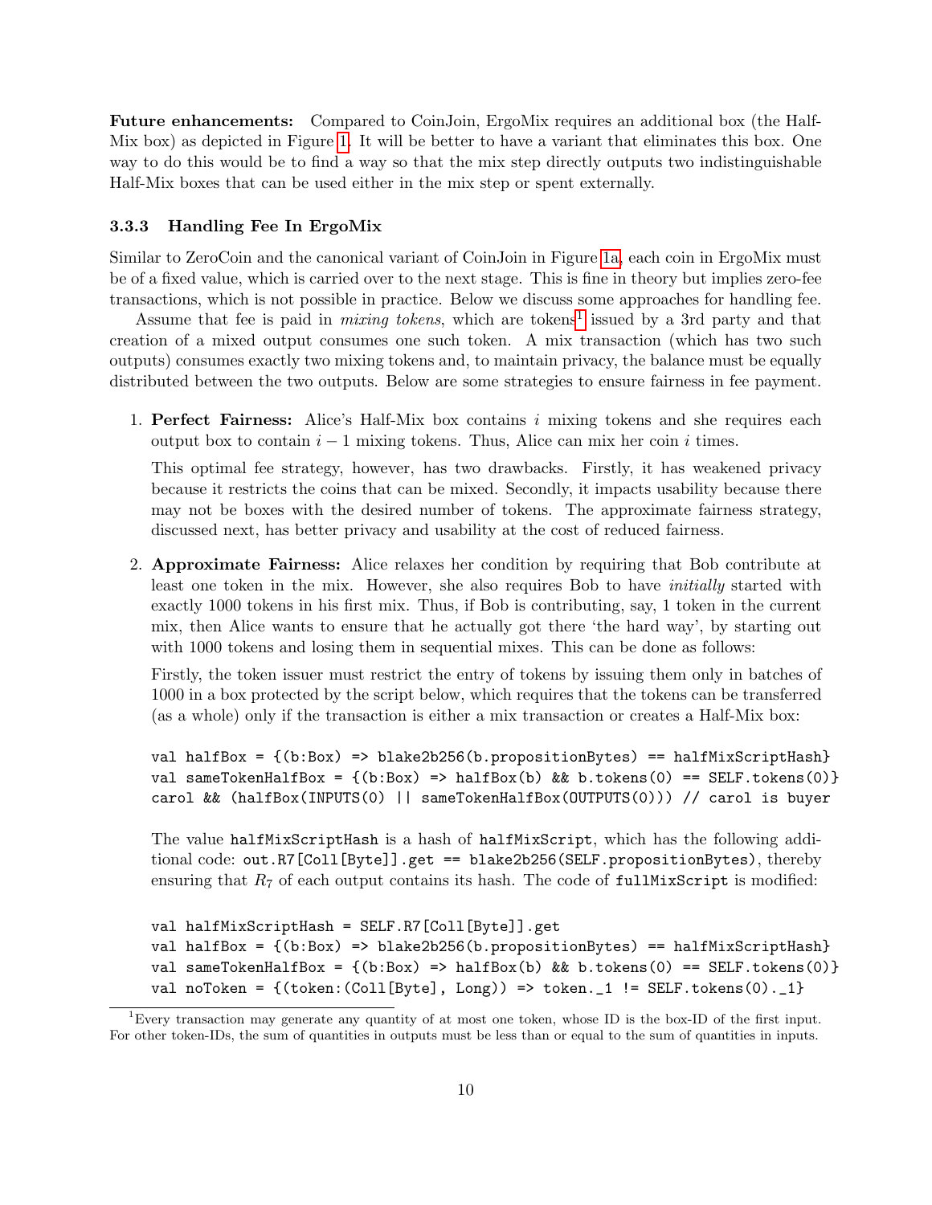**Future enhancements:** Compared to CoinJoin, ErgoMix requires an additional box (the Half-Mix box) as depicted in Figure 1. It will be better to have a variant that eliminates this box. One way to do this would be to find a way so that the mix step directly outputs two indistinguishable Half-Mix boxes that can be used either in the mix step or spent externally.

### 3.3.3 Handling Fee In ErgoMix

Similar to ZeroCoin and the canonical variant of CoinJoin in Figure 1a, each coin in ErgoMix must be of a fixed value, which is carried over to the next stage. This is fine in theory but implies zero-fee transactions, which is not possible in practice. Below we discuss some approaches for handling fee.

Assume that fee is paid in *mixing tokens*, which are tokens[1] issued by a 3rd party and that creation of a mixed output consumes one such token. A mix transaction (which has two such outputs) consumes exactly two mixing tokens and, to maintain privacy, the balance must be equally distributed between the two outputs. Below are some strategies to ensure fairness in fee payment.

1. **Perfect Fairness:** Alice's Half-Mix box contains $i$ mixing tokens and she requires each output box to contain $i - 1$ mixing tokens. Thus, Alice can mix her coin $i$ times.

   This optimal fee strategy, however, has two drawbacks. Firstly, it has weakened privacy because it restricts the coins that can be mixed. Secondly, it impacts usability because there may not be boxes with the desired number of tokens. The approximate fairness strategy, discussed next, has better privacy and usability at the cost of reduced fairness.

2. **Approximate Fairness:** Alice relaxes her condition by requiring that Bob contribute at least one token in the mix. However, she also requires Bob to have *initially* started with exactly 1000 tokens in his first mix. Thus, if Bob is contributing, say, 1 token in the current mix, then Alice wants to ensure that he actually got there 'the hard way', by starting out with 1000 tokens and losing them in sequential mixes. This can be done as follows:

   Firstly, the token issuer must restrict the entry of tokens by issuing them only in batches of 1000 in a box protected by the script below, which requires that the tokens can be transferred (as a whole) only if the transaction is either a mix transaction or creates a Half-Mix box:

   ```
   val halfBox = {(b:Box) => blake2b256(b.propositionBytes) == halfMixScriptHash}
   val sameTokenHalfBox = {(b:Box) => halfBox(b) && b.tokens(0) == SELF.tokens(0)}
   carol && (halfBox(INPUTS(0) || sameTokenHalfBox(OUTPUTS(0))) // carol is buyer
   ```

   The value `halfMixScriptHash` is a hash of `halfMixScript`, which has the following additional code: `out.R7[Coll[Byte]].get == blake2b256(SELF.propositionBytes)`, thereby ensuring that $R_7$ of each output contains its hash. The code of `fullMixScript` is modified:

   ```
   val halfMixScriptHash = SELF.R7[Coll[Byte]].get
   val halfBox = {(b:Box) => blake2b256(b.propositionBytes) == halfMixScriptHash}
   val sameTokenHalfBox = {(b:Box) => halfBox(b) && b.tokens(0) == SELF.tokens(0)}
   val noToken = {(token:(Coll[Byte], Long)) => token._1 != SELF.tokens(0)._1}
   ```

[1] Every transaction may generate any quantity of at most one token, whose ID is the box-ID of the first input. For other token-IDs, the sum of quantities in outputs must be less than or equal to the sum of quantities in inputs.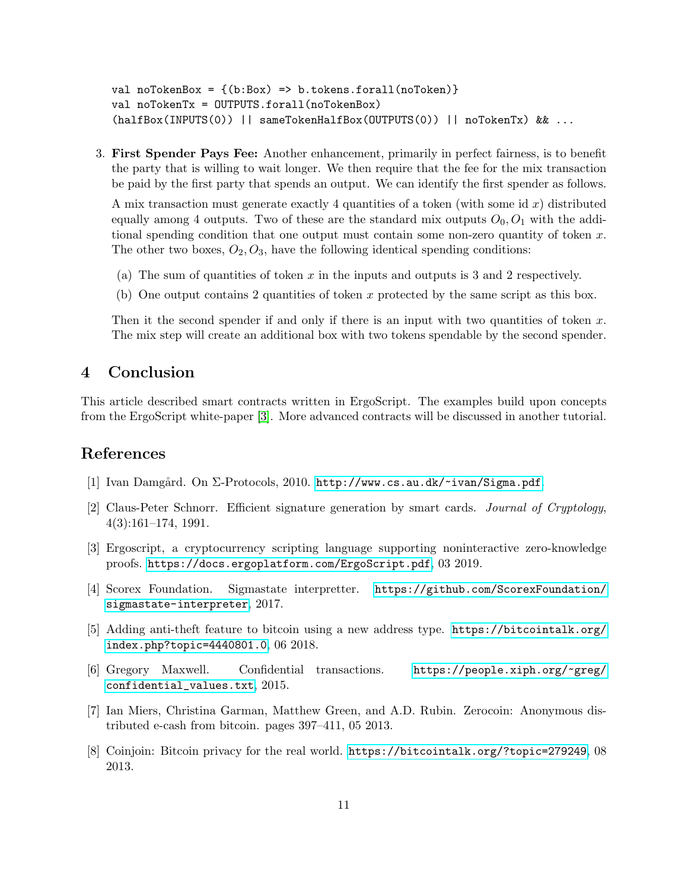```
val noTokenBox = {(b:Box) => b.tokens.forall(noToken)}
val noTokenTx = OUTPUTS.forall(noTokenBox)
(halfBox(INPUTS(0)) || sameTokenHalfBox(OUTPUTS(0)) || noTokenTx) && ...
```

3. **First Spender Pays Fee:** Another enhancement, primarily in perfect fairness, is to benefit the party that is willing to wait longer. We then require that the fee for the mix transaction be paid by the first party that spends an output. We can identify the first spender as follows.

   A mix transaction must generate exactly 4 quantities of a token (with some id $x$) distributed equally among 4 outputs. Two of these are the standard mix outputs $O_0, O_1$ with the additional spending condition that one output must contain some non-zero quantity of token $x$. The other two boxes, $O_2, O_3$, have the following identical spending conditions:

   (a) The sum of quantities of token $x$ in the inputs and outputs is 3 and 2 respectively.

   (b) One output contains 2 quantities of token $x$ protected by the same script as this box.

   Then it the second spender if and only if there is an input with two quantities of token $x$. The mix step will create an additional box with two tokens spendable by the second spender.

## 4 Conclusion

This article described smart contracts written in ErgoScript. The examples build upon concepts from the ErgoScript white-paper [3]. More advanced contracts will be discussed in another tutorial.

## References

[1] Ivan Damgård. On Σ-Protocols, 2010. http://www.cs.au.dk/~ivan/Sigma.pdf.

[2] Claus-Peter Schnorr. Efficient signature generation by smart cards. *Journal of Cryptology*, 4(3):161–174, 1991.

[3] Ergoscript, a cryptocurrency scripting language supporting noninteractive zero-knowledge proofs. https://docs.ergoplatform.com/ErgoScript.pdf, 03 2019.

[4] Scorex Foundation. Sigmastate interpretter. https://github.com/ScorexFoundation/sigmastate-interpreter, 2017.

[5] Adding anti-theft feature to bitcoin using a new address type. https://bitcointalk.org/index.php?topic=4440801.0, 06 2018.

[6] Gregory Maxwell. Confidential transactions. https://people.xiph.org/~greg/confidential_values.txt, 2015.

[7] Ian Miers, Christina Garman, Matthew Green, and A.D. Rubin. Zerocoin: Anonymous distributed e-cash from bitcoin. pages 397–411, 05 2013.

[8] Coinjoin: Bitcoin privacy for the real world. https://bitcointalk.org/?topic=279249, 08 2013.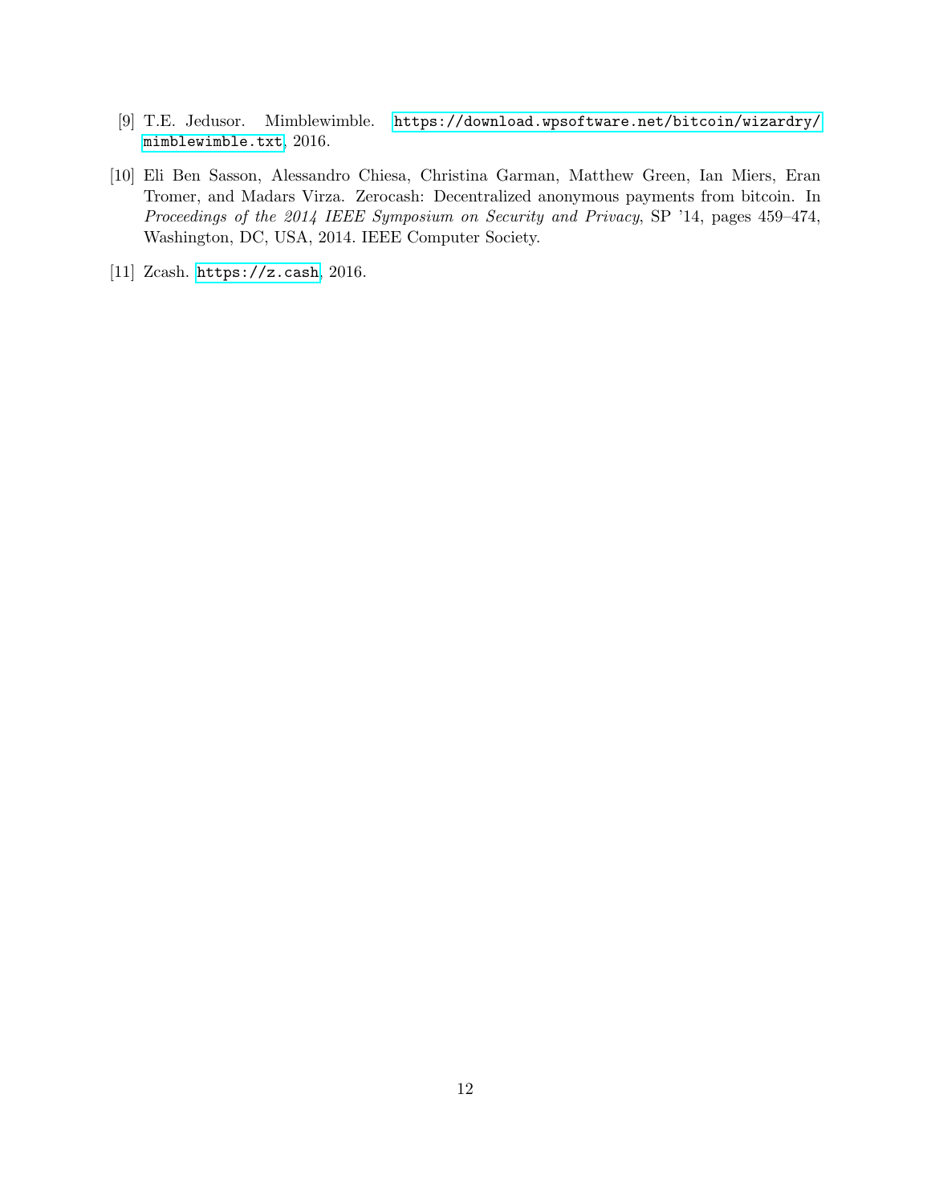[9] T.E. Jedusor. Mimblewimble. https://download.wpsoftware.net/bitcoin/wizardry/mimblewimble.txt, 2016.

[10] Eli Ben Sasson, Alessandro Chiesa, Christina Garman, Matthew Green, Ian Miers, Eran Tromer, and Madars Virza. Zerocash: Decentralized anonymous payments from bitcoin. In *Proceedings of the 2014 IEEE Symposium on Security and Privacy*, SP '14, pages 459–474, Washington, DC, USA, 2014. IEEE Computer Society.

[11] Zcash. https://z.cash, 2016.